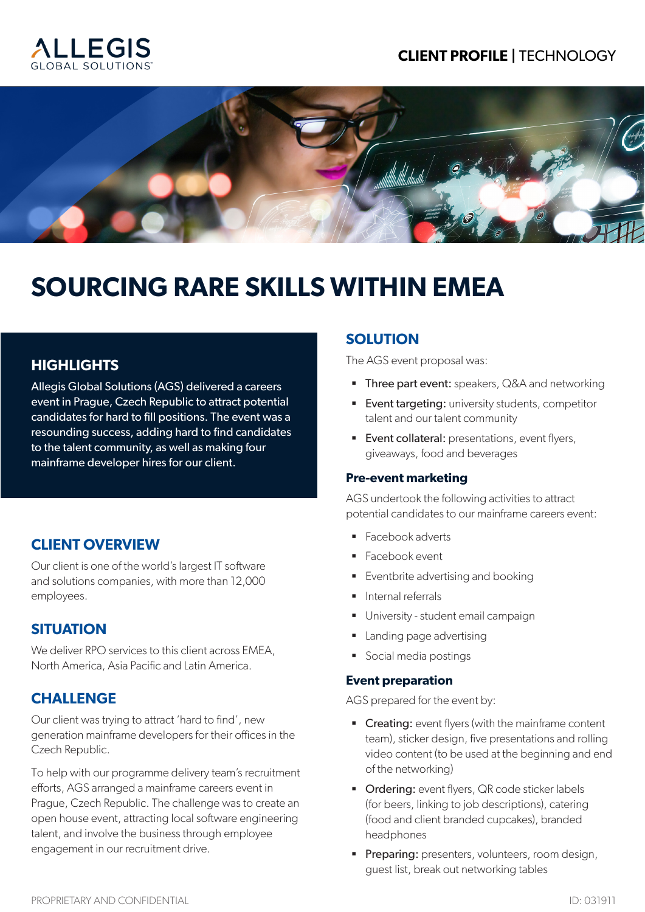# SOURCING RARE SKILLS WITHIN EMEA

## HIGHLIGHTS

Allegis Global Solutions (AGS) delivered a careers event in Prague, Czech Republic to attract potential candidates for hard to fill positions. The event was a resounding success, adding hard to find candidates to the talent community, as well as making four mainframe developer hires for our client.

## CLIENT OVERVIEW

Our client is one of the world's largest IT software and solutions companies, with more than 12,000 employees.

## SITUATION

We deliver RPO services to this client across EMEA, North America, Asia Pacific and Latin America.

## CHALLENGE

Our client was trying to attract 'hard to find', new generation mainframe developers for their offices in the Czech Republic.

To help with our programme delivery team's recruitment efforts, AGS arranged a mainframe careers event in Prague, Czech Republic. The challenge was to create an open house event, attracting local software engineering talent, and involve the business through employee engagement in our recruitment drive.

## SOLUTION

The AGS event proposal was:

- **Three part event:** speakers, Q&A and networking
- **Event targeting:** university students, competitor talent and our talent community
- **Event collateral:** presentations, event flyers, giveaways, food and beverages

### Pre-event marketing

AGS undertook the following activities to attract potential candidates to our mainframe careers event:

- Facebook adverts
- Facebook event
- Eventbrite advertising and booking
- Internal referrals
- University - student email campaign
- Landing page advertising
- Social media postings

### Event preparation

AGS prepared for the event by:

- **Creating:** event flyers (with the mainframe content team), sticker design, five presentations and rolling video content (to be used at the beginning and end of the networking)
- **Ordering:** event flyers, QR code sticker labels (for beers, linking to job descriptions), catering (food and client branded cupcakes), branded headphones
- **Preparing:** presenters, volunteers, room design, guest list, break out networking tables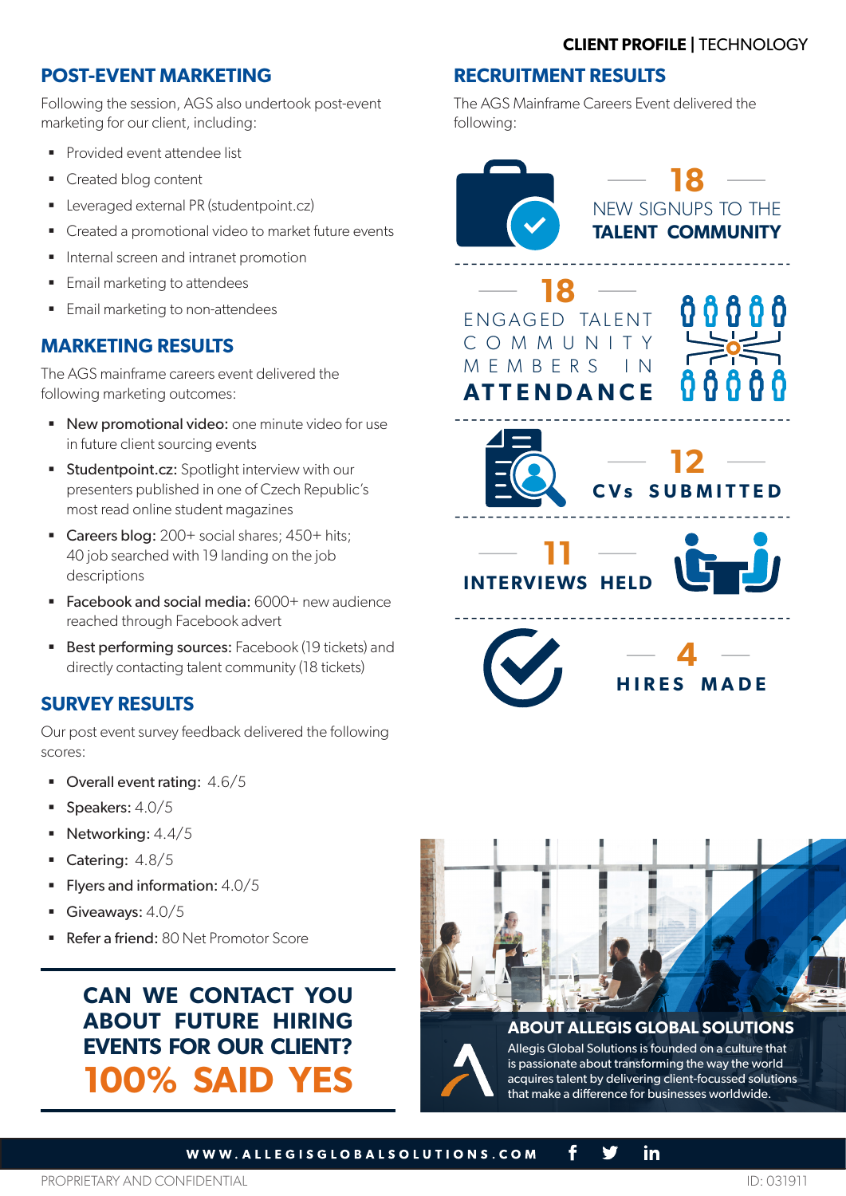## POST-EVENT MARKETING

Following the session, AGS also undertook post-event marketing for our client, including:

- Provided event attendee list
- Created blog content
- Leveraged external PR (studentpoint.cz)
- Created a promotional video to market future events
- Internal screen and intranet promotion
- Email marketing to attendees
- Email marketing to non-attendees

## MARKETING RESULTS

The AGS mainframe careers event delivered the following marketing outcomes:

- **New promotional video:** one minute video for use in future client sourcing events
- **Studentpoint.cz:** Spotlight interview with our presenters published in one of Czech Republic's most read online student magazines
- **Careers blog:** 200+ social shares; 450+ hits; 40 job searched with 19 landing on the job descriptions
- **Facebook and social media:** 6000+ new audience reached through Facebook advert
- **Best performing sources:** Facebook (19 tickets) and directly contacting talent community (18 tickets)

## SURVEY RESULTS

Our post event survey feedback delivered the following scores:

- **Overall event rating:** 4.6/5
- **Speakers:** 4.0/5
- **Networking:** 4.4/5
- **Catering:** 4.8/5
- **Flyers and information:** 4.0/5
- **Giveaways:** 4.0/5
- **Refer a friend:** 80 Net Promotor Score

**CAN WE CONTACT YOU ABOUT FUTURE HIRING EVENTS FOR OUR CLIENT?**

**100% SAID YES**

## RECRUITMENT RESULTS

The AGS Mainframe Careers Event delivered the following:

**18**
NEW SIGNUPS TO THE **TALENT COMMUNITY**

**18**
ENGAGED TALENT COMMUNITY MEMBERS IN **ATTENDANCE**

**12**
**CVs SUBMITTED**

**11**
**INTERVIEWS HELD**

**4**
**HIRES MADE**

## ABOUT ALLEGIS GLOBAL SOLUTIONS

Allegis Global Solutions is founded on a culture that is passionate about transforming the way the world acquires talent by delivering client-focussed solutions that make a difference for businesses worldwide.

WWW.ALLEGISGLOBALSOLUTIONS.COM

PROPRIETARY AND CONFIDENTIAL

ID: 031911